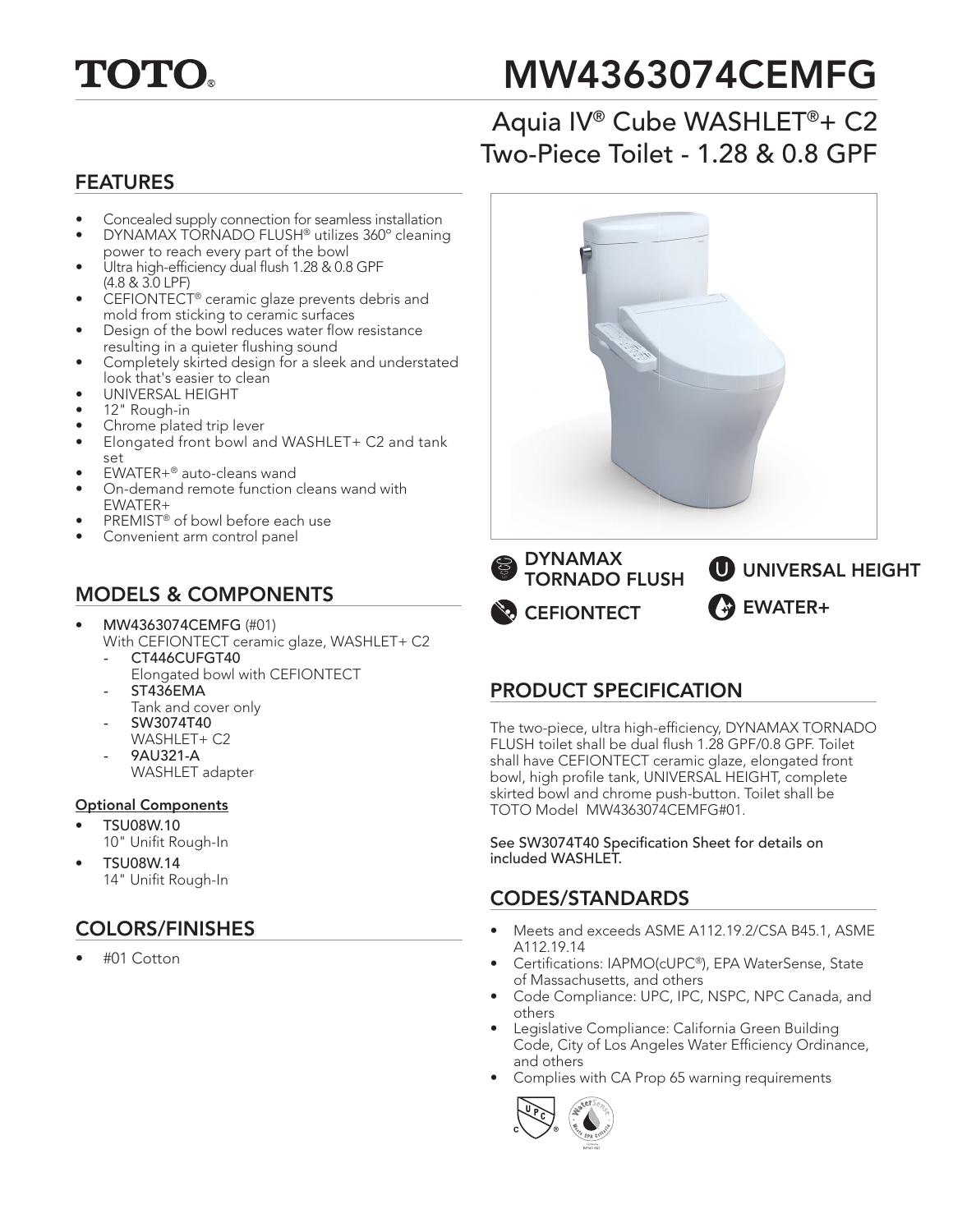# TOTO®

# MW4363074CEMFG

## Aquia IV® Cube WASHLET®+ C2 Two-Piece Toilet - 1.28 & 0.8 GPF

## FEATURES

- Concealed supply connection for seamless installation
- DYNAMAX TORNADO FLUSH® utilizes 360° cleaning power to reach every part of the bowl
- Ultra high-efficiency dual flush 1.28 & 0.8 GPF (4.8 & 3.0 LPF)
- CEFIONTECT® ceramic glaze prevents debris and mold from sticking to ceramic surfaces
- Design of the bowl reduces water flow resistance resulting in a quieter flushing sound
- Completely skirted design for a sleek and understated look that's easier to clean
- UNIVERSAL HEIGHT
- 12" Rough-in
- Chrome plated trip lever
- Elongated front bowl and WASHLET+ C2 and tank set
- EWATER+® auto-cleans wand
- On-demand remote function cleans wand with EWATER+
- PREMIST® of bowl before each use
- Convenient arm control panel

DYNAMAX TORNADO FLUSH

UNIVERSAL HEIGHT

CEFIONTECT

EWATER+

## MODELS & COMPONENTS

- **MW4363074CEMFG** (#01)
  With CEFIONTECT ceramic glaze, WASHLET+ C2
  - **CT446CUFGT40**
    Elongated bowl with CEFIONTECT
  - **ST436EMA**
    Tank and cover only
  - **SW3074T40**
    WASHLET+ C2
  - **9AU321-A**
    WASHLET adapter

**Optional Components**

- **TSU08W.10**
  10" Unifit Rough-In
- **TSU08W.14**
  14" Unifit Rough-In

## COLORS/FINISHES

- #01 Cotton

## PRODUCT SPECIFICATION

The two-piece, ultra high-efficiency, DYNAMAX TORNADO FLUSH toilet shall be dual flush 1.28 GPF/0.8 GPF. Toilet shall have CEFIONTECT ceramic glaze, elongated front bowl, high profile tank, UNIVERSAL HEIGHT, complete skirted bowl and chrome push-button. Toilet shall be TOTO Model MW4363074CEMFG#01.

See SW3074T40 Specification Sheet for details on included WASHLET.

## CODES/STANDARDS

- Meets and exceeds ASME A112.19.2/CSA B45.1, ASME A112.19.14
- Certifications: IAPMO(cUPC®), EPA WaterSense, State of Massachusetts, and others
- Code Compliance: UPC, IPC, NSPC, NPC Canada, and others
- Legislative Compliance: California Green Building Code, City of Los Angeles Water Efficiency Ordinance, and others
- Complies with CA Prop 65 warning requirements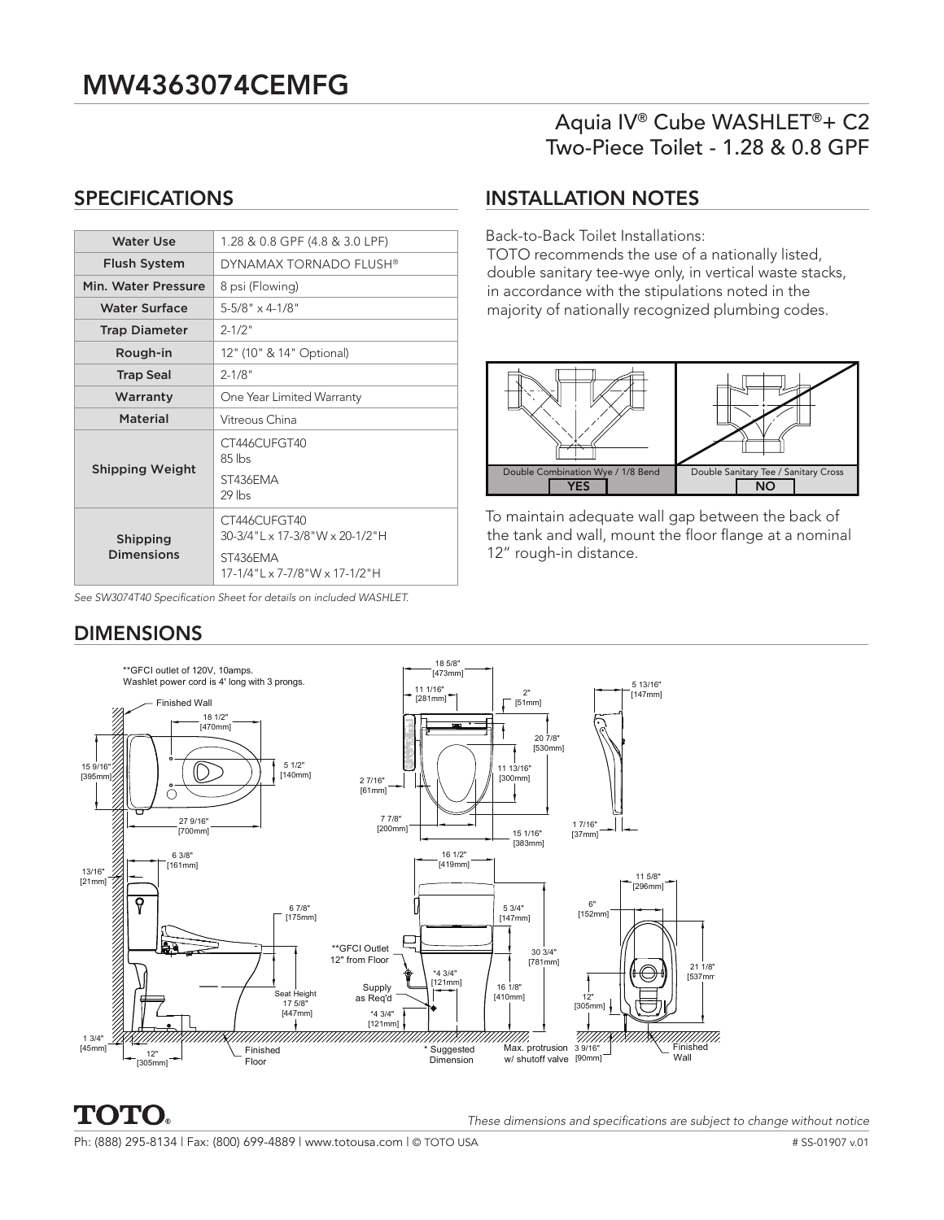# MW4363074CEMFG

Aquia IV® Cube WASHLET®+ C2
Two-Piece Toilet - 1.28 & 0.8 GPF

## SPECIFICATIONS

| | |
|---|---|
| Water Use | 1.28 & 0.8 GPF (4.8 & 3.0 LPF) |
| Flush System | DYNAMAX TORNADO FLUSH® |
| Min. Water Pressure | 8 psi (Flowing) |
| Water Surface | 5-5/8" x 4-1/8" |
| Trap Diameter | 2-1/2" |
| Rough-in | 12" (10" & 14" Optional) |
| Trap Seal | 2-1/8" |
| Warranty | One Year Limited Warranty |
| Material | Vitreous China |
| Shipping Weight | CT446CUFGT40<br>85 lbs<br>ST436EMA<br>29 lbs |
| Shipping Dimensions | CT446CUFGT40<br>30-3/4"L x 17-3/8"W x 20-1/2"H<br>ST436EMA<br>17-1/4"L x 7-7/8"W x 17-1/2"H |

*See SW3074T40 Specification Sheet for details on included WASHLET.*

## INSTALLATION NOTES

Back-to-Back Toilet Installations:
TOTO recommends the use of a nationally listed, double sanitary tee-wye only, in vertical waste stacks, in accordance with the stipulations noted in the majority of nationally recognized plumbing codes.

Double Combination Wye / 1/8 Bend
YES

Double Sanitary Tee / Sanitary Cross
NO

To maintain adequate wall gap between the back of the tank and wall, mount the floor flange at a nominal 12" rough-in distance.

## DIMENSIONS

**GFCI outlet of 120V, 10amps.
Washlet power cord is 4' long with 3 prongs.

Finished Wall
18 1/2" [470mm]
5 1/2" [140mm]
15 9/16" [395mm]
27 9/16" [700mm]
18 5/8" [473mm]
11 1/16" [281mm]
2" [51mm]
20 7/8" [530mm]
11 13/16" [300mm]
2 7/16" [61mm]
7 7/8" [200mm]
15 1/16" [383mm]
5 13/16" [147mm]
1 7/16" [37mm]
6 3/8" [161mm]
13/16" [21mm]
6 7/8" [175mm]
Seat Height 17 5/8" [447mm]
1 3/4" [45mm]
12" [305mm]
Finished Floor
16 1/2" [419mm]
5 3/4" [147mm]
**GFCI Outlet 12" from Floor
*4 3/4" [121mm]
Supply as Req'd
*4 3/4" [121mm]
30 3/4" [781mm]
16 1/8" [410mm]
* Suggested Dimension
Max. protrusion w/ shutoff valve
11 5/8" [296mm]
6" [152mm]
21 1/8" [537mm]
12" [305mm]
3 9/16" [90mm]
Finished Wall

TOTO®

*These dimensions and specifications are subject to change without notice*

Ph: (888) 295-8134 | Fax: (800) 699-4889 | www.totousa.com | © TOTO USA

# SS-01907 v.01